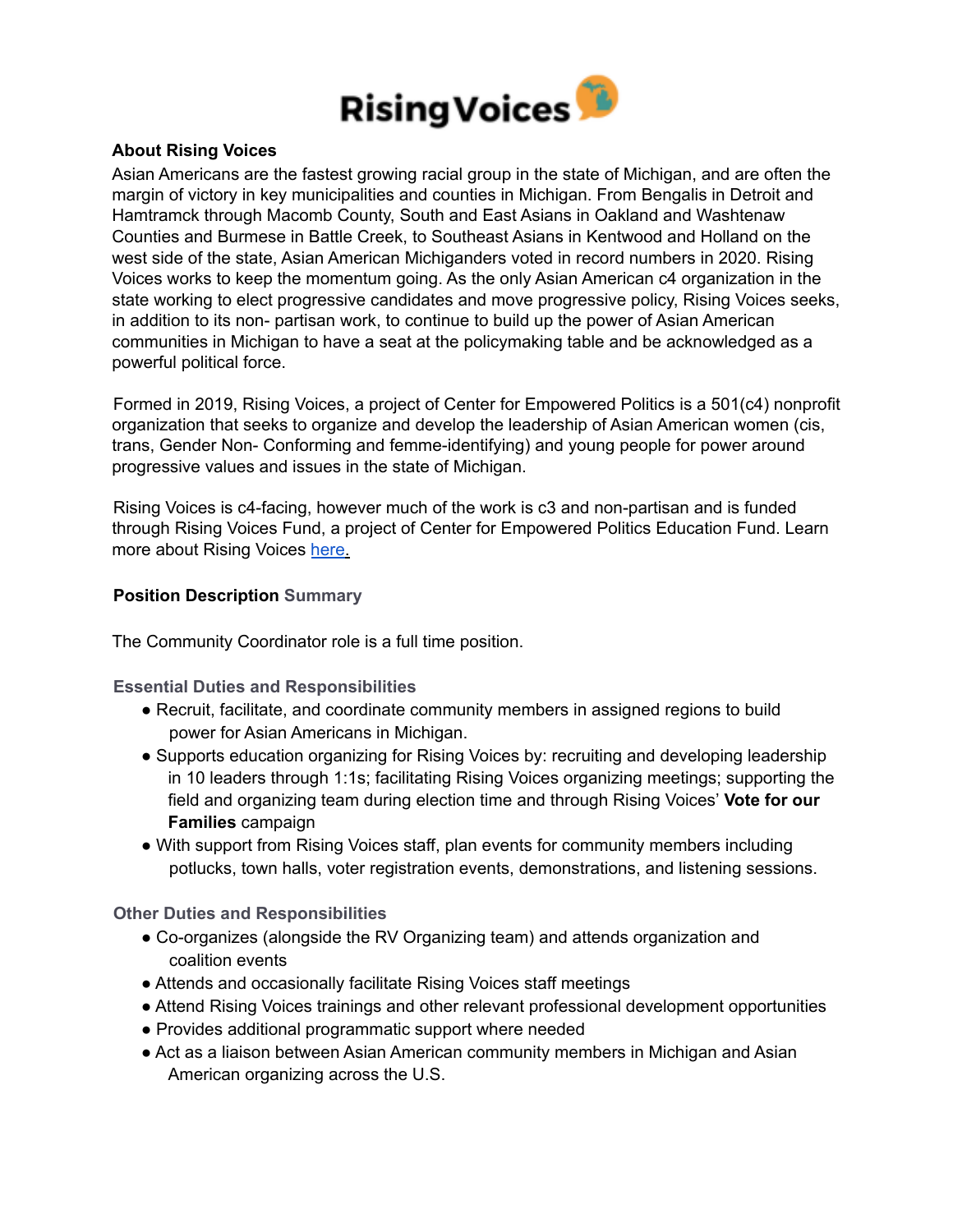# RisingVoices

## About Rising Voices

Asian Americans are the fastest growing racial group in the state of Michigan, and are often the margin of victory in key municipalities and counties in Michigan. From Bengalis in Detroit and Hamtramck through Macomb County, South and East Asians in Oakland and Washtenaw Counties and Burmese in Battle Creek, to Southeast Asians in Kentwood and Holland on the west side of the state, Asian American Michiganders voted in record numbers in 2020. Rising Voices works to keep the momentum going. As the only Asian American c4 organization in the state working to elect progressive candidates and move progressive policy, Rising Voices seeks, in addition to its non- partisan work, to continue to build up the power of Asian American communities in Michigan to have a seat at the policymaking table and be acknowledged as a powerful political force.

Formed in 2019, Rising Voices, a project of Center for Empowered Politics is a 501(c4) nonprofit organization that seeks to organize and develop the leadership of Asian American women (cis, trans, Gender Non- Conforming and femme-identifying) and young people for power around progressive values and issues in the state of Michigan.

Rising Voices is c4-facing, however much of the work is c3 and non-partisan and is funded through Rising Voices Fund, a project of Center for Empowered Politics Education Fund. Learn more about Rising Voices here.

## Position Description Summary

The Community Coordinator role is a full time position.

### Essential Duties and Responsibilities

- Recruit, facilitate, and coordinate community members in assigned regions to build power for Asian Americans in Michigan.
- Supports education organizing for Rising Voices by: recruiting and developing leadership in 10 leaders through 1:1s; facilitating Rising Voices organizing meetings; supporting the field and organizing team during election time and through Rising Voices' **Vote for our Families** campaign
- With support from Rising Voices staff, plan events for community members including potlucks, town halls, voter registration events, demonstrations, and listening sessions.

### Other Duties and Responsibilities

- Co-organizes (alongside the RV Organizing team) and attends organization and coalition events
- Attends and occasionally facilitate Rising Voices staff meetings
- Attend Rising Voices trainings and other relevant professional development opportunities
- Provides additional programmatic support where needed
- Act as a liaison between Asian American community members in Michigan and Asian American organizing across the U.S.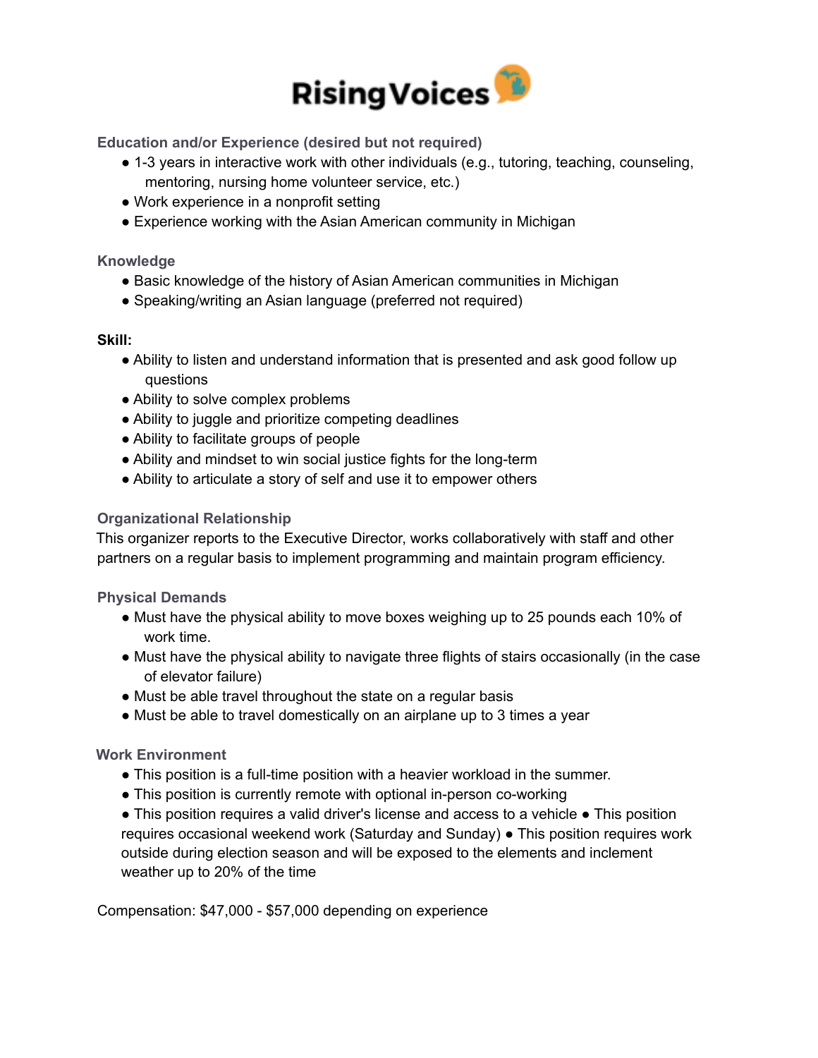# Rising Voices

### Education and/or Experience (desired but not required)

- 1-3 years in interactive work with other individuals (e.g., tutoring, teaching, counseling, mentoring, nursing home volunteer service, etc.)
- Work experience in a nonprofit setting
- Experience working with the Asian American community in Michigan

### Knowledge

- Basic knowledge of the history of Asian American communities in Michigan
- Speaking/writing an Asian language (preferred not required)

**Skill:**

- Ability to listen and understand information that is presented and ask good follow up questions
- Ability to solve complex problems
- Ability to juggle and prioritize competing deadlines
- Ability to facilitate groups of people
- Ability and mindset to win social justice fights for the long-term
- Ability to articulate a story of self and use it to empower others

### Organizational Relationship

This organizer reports to the Executive Director, works collaboratively with staff and other partners on a regular basis to implement programming and maintain program efficiency.

### Physical Demands

- Must have the physical ability to move boxes weighing up to 25 pounds each 10% of work time.
- Must have the physical ability to navigate three flights of stairs occasionally (in the case of elevator failure)
- Must be able travel throughout the state on a regular basis
- Must be able to travel domestically on an airplane up to 3 times a year

### Work Environment

- This position is a full-time position with a heavier workload in the summer.
- This position is currently remote with optional in-person co-working
- This position requires a valid driver's license and access to a vehicle
- This position requires occasional weekend work (Saturday and Sunday)
- This position requires work outside during election season and will be exposed to the elements and inclement weather up to 20% of the time

Compensation: $47,000 - $57,000 depending on experience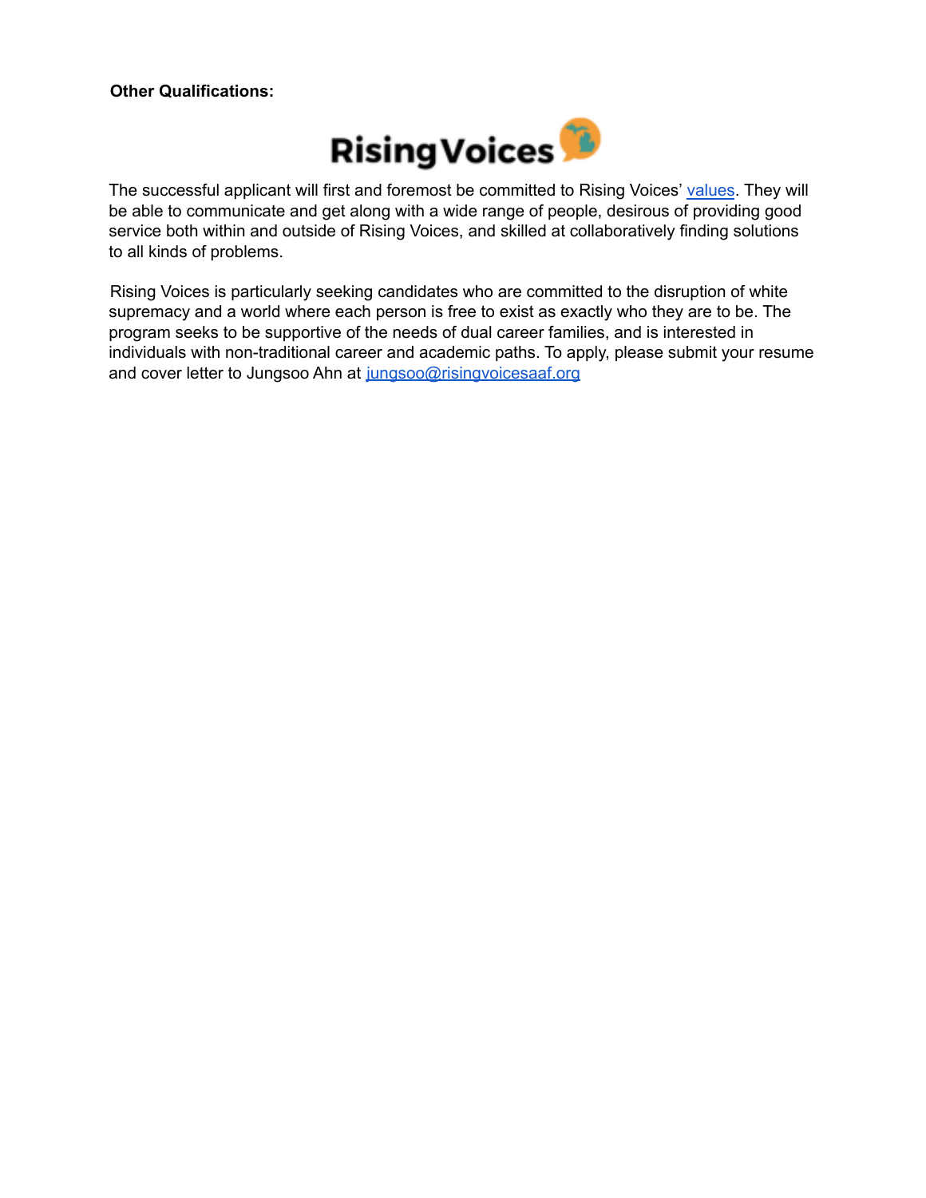**Other Qualifications:**

The successful applicant will first and foremost be committed to Rising Voices' values. They will be able to communicate and get along with a wide range of people, desirous of providing good service both within and outside of Rising Voices, and skilled at collaboratively finding solutions to all kinds of problems.

Rising Voices is particularly seeking candidates who are committed to the disruption of white supremacy and a world where each person is free to exist as exactly who they are to be. The program seeks to be supportive of the needs of dual career families, and is interested in individuals with non-traditional career and academic paths. To apply, please submit your resume and cover letter to Jungsoo Ahn at jungsoo@risingvoicesaaf.org